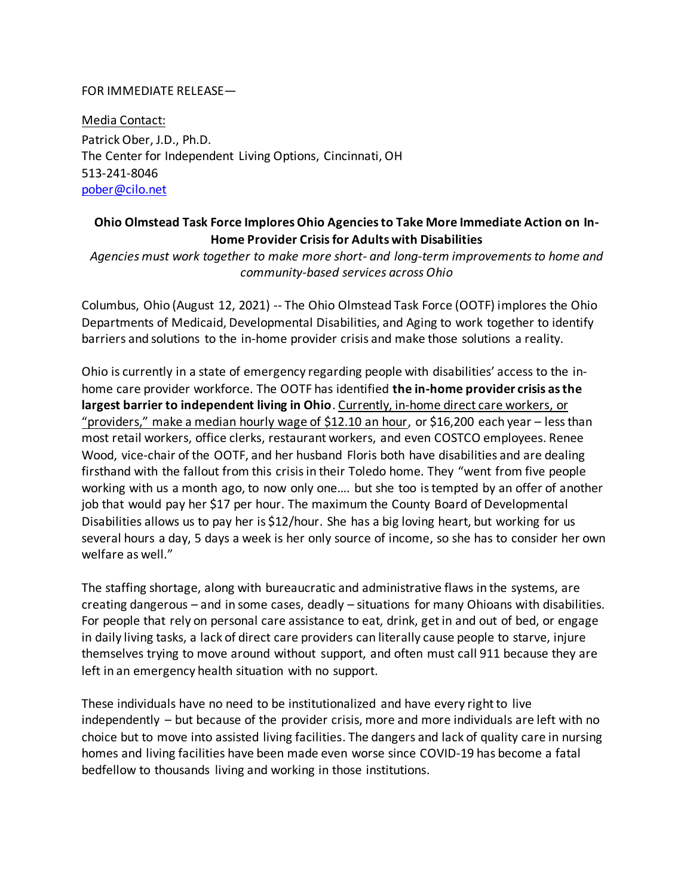FOR IMMEDIATE RELEASE—

Media Contact:
Patrick Ober, J.D., Ph.D.
The Center for Independent Living Options, Cincinnati, OH
513-241-8046
pober@cilo.net

## Ohio Olmstead Task Force Implores Ohio Agencies to Take More Immediate Action on In-Home Provider Crisis for Adults with Disabilities

*Agencies must work together to make more short- and long-term improvements to home and community-based services across Ohio*

Columbus, Ohio (August 12, 2021) -- The Ohio Olmstead Task Force (OOTF) implores the Ohio Departments of Medicaid, Developmental Disabilities, and Aging to work together to identify barriers and solutions to the in-home provider crisis and make those solutions a reality.

Ohio is currently in a state of emergency regarding people with disabilities' access to the in-home care provider workforce. The OOTF has identified **the in-home provider crisis as the largest barrier to independent living in Ohio**. Currently, in-home direct care workers, or "providers," make a median hourly wage of $12.10 an hour, or $16,200 each year – less than most retail workers, office clerks, restaurant workers, and even COSTCO employees. Renee Wood, vice-chair of the OOTF, and her husband Floris both have disabilities and are dealing firsthand with the fallout from this crisis in their Toledo home. They "went from five people working with us a month ago, to now only one…. but she too is tempted by an offer of another job that would pay her $17 per hour. The maximum the County Board of Developmental Disabilities allows us to pay her is $12/hour. She has a big loving heart, but working for us several hours a day, 5 days a week is her only source of income, so she has to consider her own welfare as well."

The staffing shortage, along with bureaucratic and administrative flaws in the systems, are creating dangerous – and in some cases, deadly – situations for many Ohioans with disabilities. For people that rely on personal care assistance to eat, drink, get in and out of bed, or engage in daily living tasks, a lack of direct care providers can literally cause people to starve, injure themselves trying to move around without support, and often must call 911 because they are left in an emergency health situation with no support.

These individuals have no need to be institutionalized and have every right to live independently – but because of the provider crisis, more and more individuals are left with no choice but to move into assisted living facilities. The dangers and lack of quality care in nursing homes and living facilities have been made even worse since COVID-19 has become a fatal bedfellow to thousands living and working in those institutions.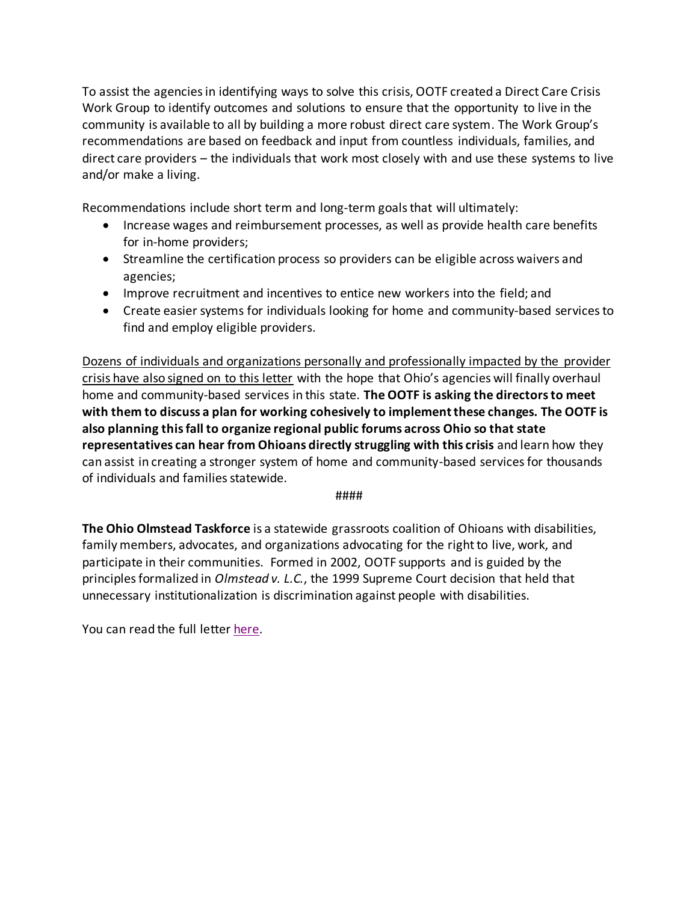To assist the agencies in identifying ways to solve this crisis, OOTF created a Direct Care Crisis Work Group to identify outcomes and solutions to ensure that the opportunity to live in the community is available to all by building a more robust direct care system. The Work Group's recommendations are based on feedback and input from countless individuals, families, and direct care providers – the individuals that work most closely with and use these systems to live and/or make a living.

Recommendations include short term and long-term goals that will ultimately:

- Increase wages and reimbursement processes, as well as provide health care benefits for in-home providers;
- Streamline the certification process so providers can be eligible across waivers and agencies;
- Improve recruitment and incentives to entice new workers into the field; and
- Create easier systems for individuals looking for home and community-based services to find and employ eligible providers.

Dozens of individuals and organizations personally and professionally impacted by the provider crisis have also signed on to this letter with the hope that Ohio's agencies will finally overhaul home and community-based services in this state. **The OOTF is asking the directors to meet with them to discuss a plan for working cohesively to implement these changes. The OOTF is also planning this fall to organize regional public forums across Ohio so that state representatives can hear from Ohioans directly struggling with this crisis** and learn how they can assist in creating a stronger system of home and community-based services for thousands of individuals and families statewide.

####

**The Ohio Olmstead Taskforce** is a statewide grassroots coalition of Ohioans with disabilities, family members, advocates, and organizations advocating for the right to live, work, and participate in their communities. Formed in 2002, OOTF supports and is guided by the principles formalized in *Olmstead v. L.C.*, the 1999 Supreme Court decision that held that unnecessary institutionalization is discrimination against people with disabilities.

You can read the full letter here.